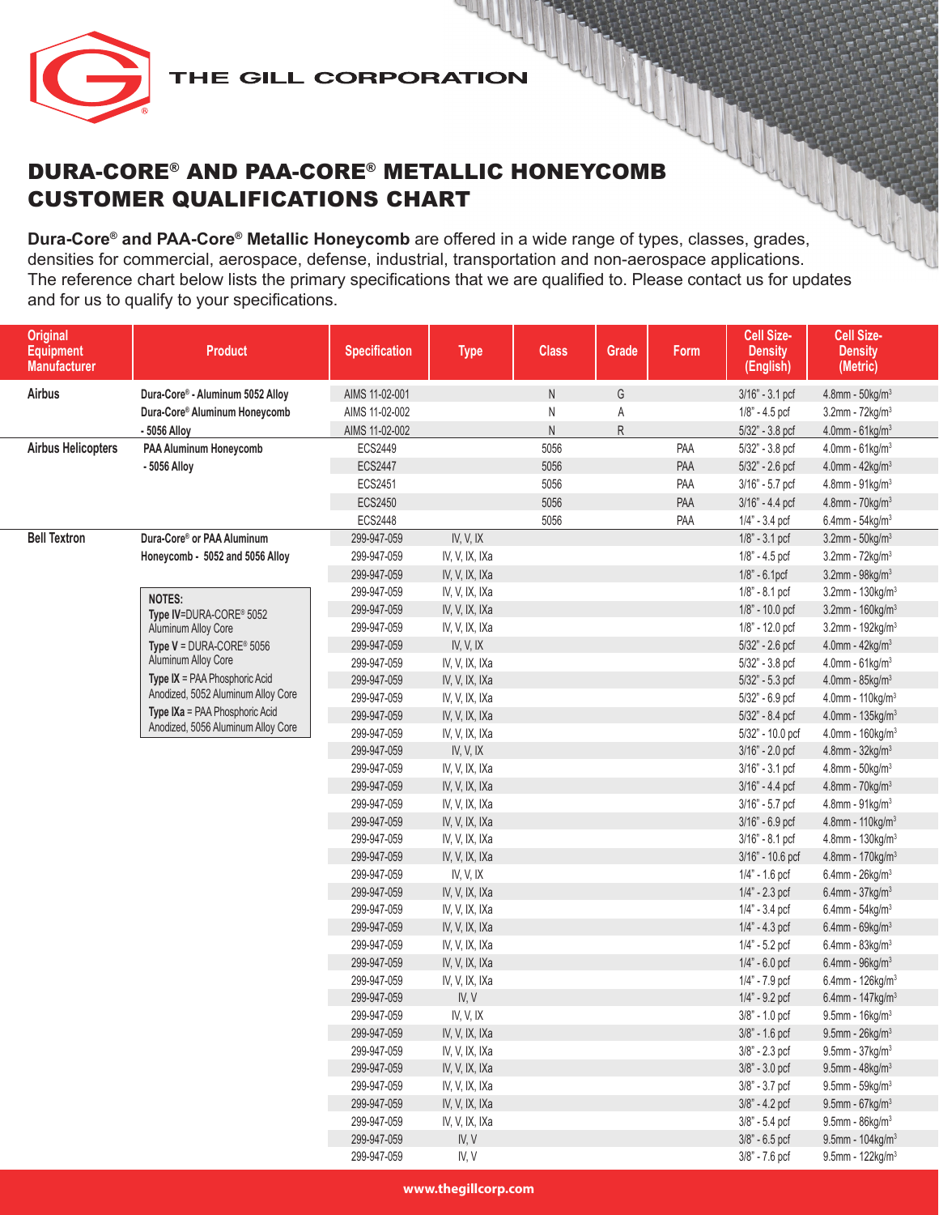THE GILL CORPORATION

# DURA-CORE® AND PAA-CORE® METALLIC HONEYCOMB CUSTOMER QUALIFICATIONS CHART

**Dura-Core® and PAA-Core® Metallic Honeycomb** are offered in a wide range of types, classes, grades, densities for commercial, aerospace, defense, industrial, transportation and non-aerospace applications. The reference chart below lists the primary specifications that we are qualified to. Please contact us for updates and for us to qualify to your specifications.

| Original Equipment Manufacturer | Product | Specification | Type | Class | Grade | Form | Cell Size-Density (English) | Cell Size-Density (Metric) |
|---|---|---|---|---|---|---|---|---|
| **Airbus** | **Dura-Core® - Aluminum 5052 Alloy** | AIMS 11-02-001 | | N | G | | 3/16" - 3.1 pcf | 4.8mm - 50kg/m³ |
| | **Dura-Core® Aluminum Honeycomb** | AIMS 11-02-002 | | N | A | | 1/8" - 4.5 pcf | 3.2mm - 72kg/m³ |
| | **- 5056 Alloy** | AIMS 11-02-002 | | N | R | | 5/32" - 3.8 pcf | 4.0mm - 61kg/m³ |
| **Airbus Helicopters** | **PAA Aluminum Honeycomb** | ECS2449 | | 5056 | | PAA | 5/32" - 3.8 pcf | 4.0mm - 61kg/m³ |
| | **- 5056 Alloy** | ECS2447 | | 5056 | | PAA | 5/32" - 2.6 pcf | 4.0mm - 42kg/m³ |
| | | ECS2451 | | 5056 | | PAA | 3/16" - 5.7 pcf | 4.8mm - 91kg/m³ |
| | | ECS2450 | | 5056 | | PAA | 3/16" - 4.4 pcf | 4.8mm - 70kg/m³ |
| | | ECS2448 | | 5056 | | PAA | 1/4" - 3.4 pcf | 6.4mm - 54kg/m³ |
| **Bell Textron** | **Dura-Core® or PAA Aluminum** | 299-947-059 | IV, V, IX | | | | 1/8" - 3.1 pcf | 3.2mm - 50kg/m³ |
| | **Honeycomb - 5052 and 5056 Alloy** | 299-947-059 | IV, V, IX, IXa | | | | 1/8" - 4.5 pcf | 3.2mm - 72kg/m³ |
| | | 299-947-059 | IV, V, IX, IXa | | | | 1/8" - 6.1pcf | 3.2mm - 98kg/m³ |
| | **NOTES:** | 299-947-059 | IV, V, IX, IXa | | | | 1/8" - 8.1 pcf | 3.2mm - 130kg/m³ |
| | **Type IV**=DURA-CORE® 5052 Aluminum Alloy Core | 299-947-059 | IV, V, IX, IXa | | | | 1/8" - 10.0 pcf | 3.2mm - 160kg/m³ |
| | **Type V** = DURA-CORE® 5056 Aluminum Alloy Core | 299-947-059 | IV, V, IX, IXa | | | | 1/8" - 12.0 pcf | 3.2mm - 192kg/m³ |
| | **Type IX** = PAA Phosphoric Acid Anodized, 5052 Aluminum Alloy Core | 299-947-059 | IV, V, IX | | | | 5/32" - 2.6 pcf | 4.0mm - 42kg/m³ |
| | **Type IXa** = PAA Phosphoric Acid Anodized, 5056 Aluminum Alloy Core | 299-947-059 | IV, V, IX, IXa | | | | 5/32" - 3.8 pcf | 4.0mm - 61kg/m³ |
| | | 299-947-059 | IV, V, IX, IXa | | | | 5/32" - 5.3 pcf | 4.0mm - 85kg/m³ |
| | | 299-947-059 | IV, V, IX, IXa | | | | 5/32" - 6.9 pcf | 4.0mm - 110kg/m³ |
| | | 299-947-059 | IV, V, IX, IXa | | | | 5/32" - 8.4 pcf | 4.0mm - 135kg/m³ |
| | | 299-947-059 | IV, V, IX, IXa | | | | 5/32" - 10.0 pcf | 4.0mm - 160kg/m³ |
| | | 299-947-059 | IV, V, IX | | | | 3/16" - 2.0 pcf | 4.8mm - 32kg/m³ |
| | | 299-947-059 | IV, V, IX, IXa | | | | 3/16" - 3.1 pcf | 4.8mm - 50kg/m³ |
| | | 299-947-059 | IV, V, IX, IXa | | | | 3/16" - 4.4 pcf | 4.8mm - 70kg/m³ |
| | | 299-947-059 | IV, V, IX, IXa | | | | 3/16" - 5.7 pcf | 4.8mm - 91kg/m³ |
| | | 299-947-059 | IV, V, IX, IXa | | | | 3/16" - 6.9 pcf | 4.8mm - 110kg/m³ |
| | | 299-947-059 | IV, V, IX, IXa | | | | 3/16" - 8.1 pcf | 4.8mm - 130kg/m³ |
| | | 299-947-059 | IV, V, IX, IXa | | | | 3/16" - 10.6 pcf | 4.8mm - 170kg/m³ |
| | | 299-947-059 | IV, V, IX | | | | 1/4" - 1.6 pcf | 6.4mm - 26kg/m³ |
| | | 299-947-059 | IV, V, IX, IXa | | | | 1/4" - 2.3 pcf | 6.4mm - 37kg/m³ |
| | | 299-947-059 | IV, V, IX, IXa | | | | 1/4" - 3.4 pcf | 6.4mm - 54kg/m³ |
| | | 299-947-059 | IV, V, IX, IXa | | | | 1/4" - 4.3 pcf | 6.4mm - 69kg/m³ |
| | | 299-947-059 | IV, V, IX, IXa | | | | 1/4" - 5.2 pcf | 6.4mm - 83kg/m³ |
| | | 299-947-059 | IV, V, IX, IXa | | | | 1/4" - 6.0 pcf | 6.4mm - 96kg/m³ |
| | | 299-947-059 | IV, V, IX, IXa | | | | 1/4" - 7.9 pcf | 6.4mm - 126kg/m³ |
| | | 299-947-059 | IV, V | | | | 1/4" - 9.2 pcf | 6.4mm - 147kg/m³ |
| | | 299-947-059 | IV, V, IX | | | | 3/8" - 1.0 pcf | 9.5mm - 16kg/m³ |
| | | 299-947-059 | IV, V, IX, IXa | | | | 3/8" - 1.6 pcf | 9.5mm - 26kg/m³ |
| | | 299-947-059 | IV, V, IX, IXa | | | | 3/8" - 2.3 pcf | 9.5mm - 37kg/m³ |
| | | 299-947-059 | IV, V, IX, IXa | | | | 3/8" - 3.0 pcf | 9.5mm - 48kg/m³ |
| | | 299-947-059 | IV, V, IX, IXa | | | | 3/8" - 3.7 pcf | 9.5mm - 59kg/m³ |
| | | 299-947-059 | IV, V, IX, IXa | | | | 3/8" - 4.2 pcf | 9.5mm - 67kg/m³ |
| | | 299-947-059 | IV, V, IX, IXa | | | | 3/8" - 5.4 pcf | 9.5mm - 86kg/m³ |
| | | 299-947-059 | IV, V | | | | 3/8" - 6.5 pcf | 9.5mm - 104kg/m³ |
| | | 299-947-059 | IV, V | | | | 3/8" - 7.6 pcf | 9.5mm - 122kg/m³ |

www.thegillcorp.com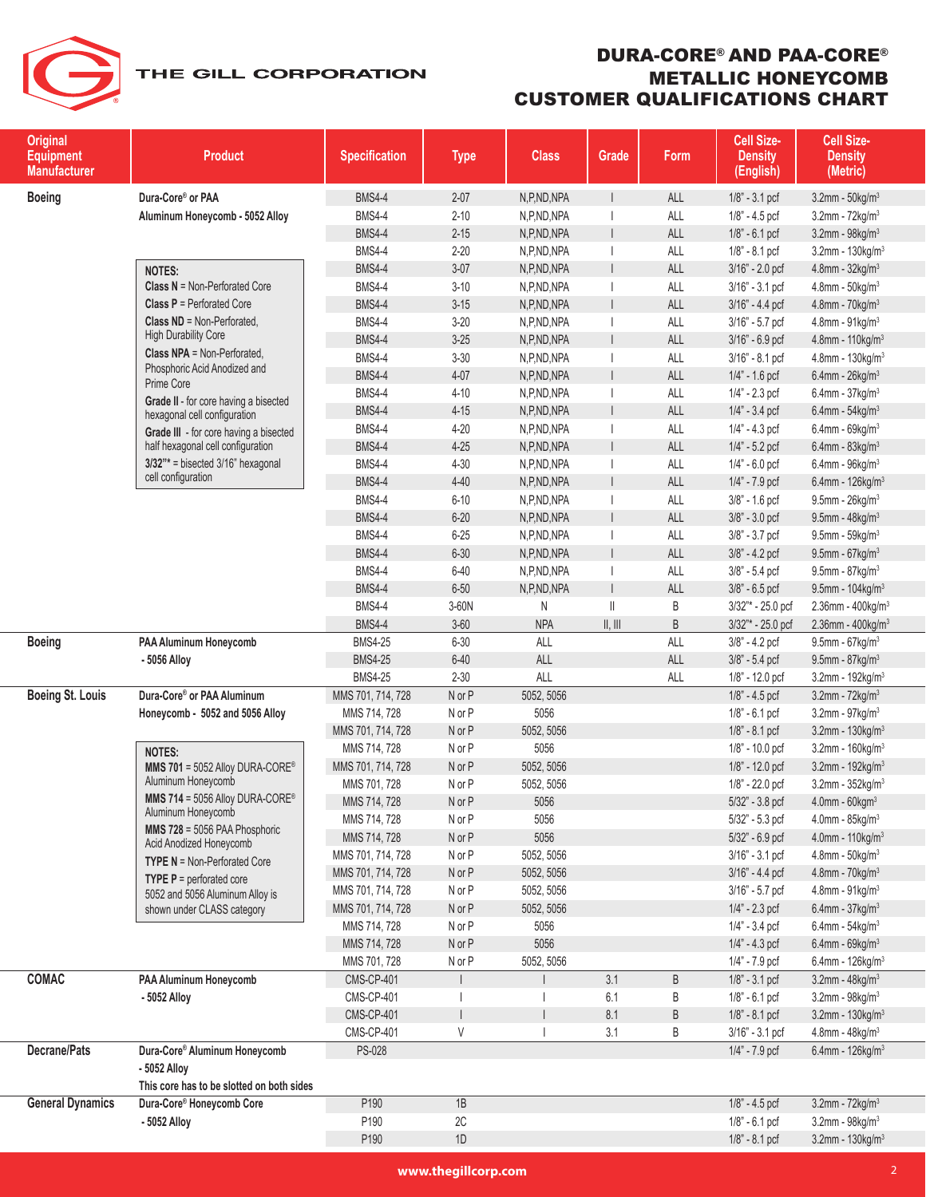# DURA-CORE® AND PAA-CORE® METALLIC HONEYCOMB CUSTOMER QUALIFICATIONS CHART

| Original Equipment Manufacturer | Product | Specification | Type | Class | Grade | Form | Cell Size-Density (English) | Cell Size-Density (Metric) |
|---|---|---|---|---|---|---|---|---|
| **Boeing** | **Dura-Core® or PAA Aluminum Honeycomb - 5052 Alloy** | BMS4-4 | 2-07 | N,P,ND,NPA | I | ALL | 1/8" - 3.1 pcf | 3.2mm - 50kg/m³ |
| | | BMS4-4 | 2-10 | N,P,ND,NPA | I | ALL | 1/8" - 4.5 pcf | 3.2mm - 72kg/m³ |
| | | BMS4-4 | 2-15 | N,P,ND,NPA | I | ALL | 1/8" - 6.1 pcf | 3.2mm - 98kg/m³ |
| | | BMS4-4 | 2-20 | N,P,ND,NPA | I | ALL | 1/8" - 8.1 pcf | 3.2mm - 130kg/m³ |
| | | BMS4-4 | 3-07 | N,P,ND,NPA | I | ALL | 3/16" - 2.0 pcf | 4.8mm - 32kg/m³ |
| | | BMS4-4 | 3-10 | N,P,ND,NPA | I | ALL | 3/16" - 3.1 pcf | 4.8mm - 50kg/m³ |
| | | BMS4-4 | 3-15 | N,P,ND,NPA | I | ALL | 3/16" - 4.4 pcf | 4.8mm - 70kg/m³ |
| | | BMS4-4 | 3-20 | N,P,ND,NPA | I | ALL | 3/16" - 5.7 pcf | 4.8mm - 91kg/m³ |
| | | BMS4-4 | 3-25 | N,P,ND,NPA | I | ALL | 3/16" - 6.9 pcf | 4.8mm - 110kg/m³ |
| | | BMS4-4 | 3-30 | N,P,ND,NPA | I | ALL | 3/16" - 8.1 pcf | 4.8mm - 130kg/m³ |
| | | BMS4-4 | 4-07 | N,P,ND,NPA | I | ALL | 1/4" - 1.6 pcf | 6.4mm - 26kg/m³ |
| | | BMS4-4 | 4-10 | N,P,ND,NPA | I | ALL | 1/4" - 2.3 pcf | 6.4mm - 37kg/m³ |
| | | BMS4-4 | 4-15 | N,P,ND,NPA | I | ALL | 1/4" - 3.4 pcf | 6.4mm - 54kg/m³ |
| | | BMS4-4 | 4-20 | N,P,ND,NPA | I | ALL | 1/4" - 4.3 pcf | 6.4mm - 69kg/m³ |
| | | BMS4-4 | 4-25 | N,P,ND,NPA | I | ALL | 1/4" - 5.2 pcf | 6.4mm - 83kg/m³ |
| | | BMS4-4 | 4-30 | N,P,ND,NPA | I | ALL | 1/4" - 6.0 pcf | 6.4mm - 96kg/m³ |
| | | BMS4-4 | 4-40 | N,P,ND,NPA | I | ALL | 1/4" - 7.9 pcf | 6.4mm - 126kg/m³ |
| | | BMS4-4 | 6-10 | N,P,ND,NPA | I | ALL | 3/8" - 1.6 pcf | 9.5mm - 26kg/m³ |
| | | BMS4-4 | 6-20 | N,P,ND,NPA | I | ALL | 3/8" - 3.0 pcf | 9.5mm - 48kg/m³ |
| | | BMS4-4 | 6-25 | N,P,ND,NPA | I | ALL | 3/8" - 3.7 pcf | 9.5mm - 59kg/m³ |
| | | BMS4-4 | 6-30 | N,P,ND,NPA | I | ALL | 3/8" - 4.2 pcf | 9.5mm - 67kg/m³ |
| | | BMS4-4 | 6-40 | N,P,ND,NPA | I | ALL | 3/8" - 5.4 pcf | 9.5mm - 87kg/m³ |
| | | BMS4-4 | 6-50 | N,P,ND,NPA | I | ALL | 3/8" - 6.5 pcf | 9.5mm - 104kg/m³ |
| | | BMS4-4 | 3-60N | N | II | B | 3/32"* - 25.0 pcf | 2.36mm - 400kg/m³ |
| | | BMS4-4 | 3-60 | NPA | II, III | B | 3/32"* - 25.0 pcf | 2.36mm - 400kg/m³ |
| **Boeing** | **PAA Aluminum Honeycomb - 5056 Alloy** | BMS4-25 | 6-30 | ALL | | ALL | 3/8" - 4.2 pcf | 9.5mm - 67kg/m³ |
| | | BMS4-25 | 6-40 | ALL | | ALL | 3/8" - 5.4 pcf | 9.5mm - 87kg/m³ |
| | | BMS4-25 | 2-30 | ALL | | ALL | 1/8" - 12.0 pcf | 3.2mm - 192kg/m³ |
| **Boeing St. Louis** | **Dura-Core® or PAA Aluminum Honeycomb - 5052 and 5056 Alloy** | MMS 701, 714, 728 | N or P | 5052, 5056 | | | 1/8" - 4.5 pcf | 3.2mm - 72kg/m³ |
| | | MMS 714, 728 | N or P | 5056 | | | 1/8" - 6.1 pcf | 3.2mm - 97kg/m³ |
| | | MMS 701, 714, 728 | N or P | 5052, 5056 | | | 1/8" - 8.1 pcf | 3.2mm - 130kg/m³ |
| | | MMS 714, 728 | N or P | 5056 | | | 1/8" - 10.0 pcf | 3.2mm - 160kg/m³ |
| | | MMS 701, 714, 728 | N or P | 5052, 5056 | | | 1/8" - 12.0 pcf | 3.2mm - 192kg/m³ |
| | | MMS 701, 728 | N or P | 5052, 5056 | | | 1/8" - 22.0 pcf | 3.2mm - 352kg/m³ |
| | | MMS 714, 728 | N or P | 5056 | | | 5/32" - 3.8 pcf | 4.0mm - 60kgm³ |
| | | MMS 714, 728 | N or P | 5056 | | | 5/32" - 5.3 pcf | 4.0mm - 85kg/m³ |
| | | MMS 714, 728 | N or P | 5056 | | | 5/32" - 6.9 pcf | 4.0mm - 110kg/m³ |
| | | MMS 701, 714, 728 | N or P | 5052, 5056 | | | 3/16" - 3.1 pcf | 4.8mm - 50kg/m³ |
| | | MMS 701, 714, 728 | N or P | 5052, 5056 | | | 3/16" - 4.4 pcf | 4.8mm - 70kg/m³ |
| | | MMS 701, 714, 728 | N or P | 5052, 5056 | | | 3/16" - 5.7 pcf | 4.8mm - 91kg/m³ |
| | | MMS 701, 714, 728 | N or P | 5052, 5056 | | | 1/4" - 2.3 pcf | 6.4mm - 37kg/m³ |
| | | MMS 714, 728 | N or P | 5056 | | | 1/4" - 3.4 pcf | 6.4mm - 54kg/m³ |
| | | MMS 714, 728 | N or P | 5056 | | | 1/4" - 4.3 pcf | 6.4mm - 69kg/m³ |
| | | MMS 701, 728 | N or P | 5052, 5056 | | | 1/4" - 7.9 pcf | 6.4mm - 126kg/m³ |
| **COMAC** | **PAA Aluminum Honeycomb - 5052 Alloy** | CMS-CP-401 | I | I | 3.1 | B | 1/8" - 3.1 pcf | 3.2mm - 48kg/m³ |
| | | CMS-CP-401 | I | I | 6.1 | B | 1/8" - 6.1 pcf | 3.2mm - 98kg/m³ |
| | | CMS-CP-401 | I | I | 8.1 | B | 1/8" - 8.1 pcf | 3.2mm - 130kg/m³ |
| | | CMS-CP-401 | V | I | 3.1 | B | 3/16" - 3.1 pcf | 4.8mm - 48kg/m³ |
| **Decrane/Pats** | **Dura-Core® Aluminum Honeycomb - 5052 Alloy** **This core has to be slotted on both sides** | PS-028 | | | | | 1/4" - 7.9 pcf | 6.4mm - 126kg/m³ |
| **General Dynamics** | **Dura-Core® Honeycomb Core - 5052 Alloy** | P190 | 1B | | | | 1/8" - 4.5 pcf | 3.2mm - 72kg/m³ |
| | | P190 | 2C | | | | 1/8" - 6.1 pcf | 3.2mm - 98kg/m³ |
| | | P190 | 1D | | | | 1/8" - 8.1 pcf | 3.2mm - 130kg/m³ |

**NOTES (Boeing):**

- **Class N** = Non-Perforated Core
- **Class P** = Perforated Core
- **Class ND** = Non-Perforated, High Durability Core
- **Class NPA** = Non-Perforated, Phosphoric Acid Anodized and Prime Core
- **Grade II** - for core having a bisected hexagonal cell configuration
- **Grade III** - for core having a bisected half hexagonal cell configuration
- **3/32"\*** = bisected 3/16" hexagonal cell configuration

**NOTES (Boeing St. Louis):**

- **MMS 701** = 5052 Alloy DURA-CORE® Aluminum Honeycomb
- **MMS 714** = 5056 Alloy DURA-CORE® Aluminum Honeycomb
- **MMS 728** = 5056 PAA Phosphoric Acid Anodized Honeycomb
- **TYPE N** = Non-Perforated Core
- **TYPE P** = perforated core
- 5052 and 5056 Aluminum Alloy is shown under CLASS category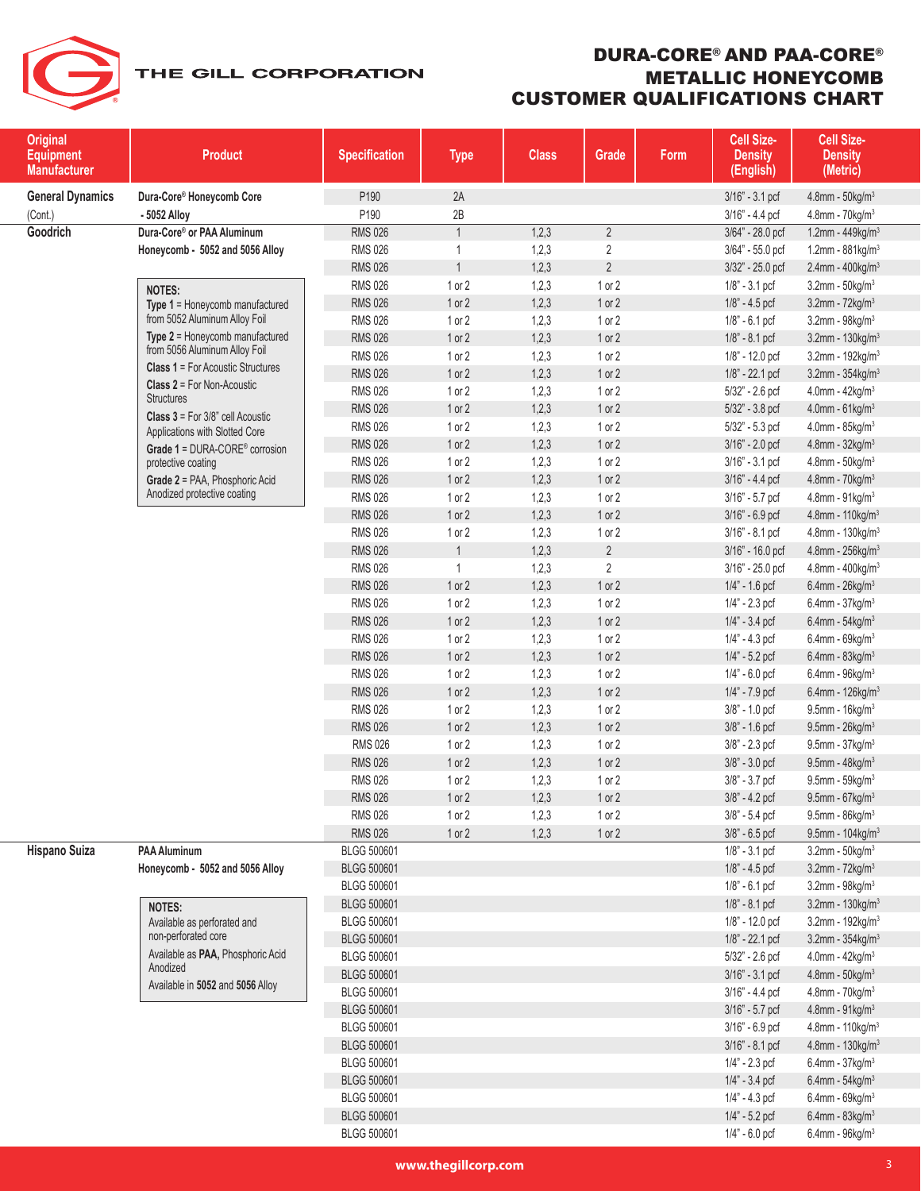# DURA-CORE® AND PAA-CORE® METALLIC HONEYCOMB CUSTOMER QUALIFICATIONS CHART

| Original Equipment Manufacturer | Product | Specification | Type | Class | Grade | Form | Cell Size-Density (English) | Cell Size-Density (Metric) |
|---|---|---|---|---|---|---|---|---|
| **General Dynamics** | **Dura-Core® Honeycomb Core** | P190 | 2A | | | | 3/16" - 3.1 pcf | 4.8mm - 50kg/m³ |
| (Cont.) | **- 5052 Alloy** | P190 | 2B | | | | 3/16" - 4.4 pcf | 4.8mm - 70kg/m³ |
| **Goodrich** | **Dura-Core® or PAA Aluminum Honeycomb - 5052 and 5056 Alloy** | RMS 026 | 1 | 1,2,3 | 2 | | 3/64" - 28.0 pcf | 1.2mm - 449kg/m³ |
| | | RMS 026 | 1 | 1,2,3 | 2 | | 3/64" - 55.0 pcf | 1.2mm - 881kg/m³ |
| | | RMS 026 | 1 | 1,2,3 | 2 | | 3/32" - 25.0 pcf | 2.4mm - 400kg/m³ |
| | | RMS 026 | 1 or 2 | 1,2,3 | 1 or 2 | | 1/8" - 3.1 pcf | 3.2mm - 50kg/m³ |
| | | RMS 026 | 1 or 2 | 1,2,3 | 1 or 2 | | 1/8" - 4.5 pcf | 3.2mm - 72kg/m³ |
| | | RMS 026 | 1 or 2 | 1,2,3 | 1 or 2 | | 1/8" - 6.1 pcf | 3.2mm - 98kg/m³ |
| | | RMS 026 | 1 or 2 | 1,2,3 | 1 or 2 | | 1/8" - 8.1 pcf | 3.2mm - 130kg/m³ |
| | | RMS 026 | 1 or 2 | 1,2,3 | 1 or 2 | | 1/8" - 12.0 pcf | 3.2mm - 192kg/m³ |
| | | RMS 026 | 1 or 2 | 1,2,3 | 1 or 2 | | 1/8" - 22.1 pcf | 3.2mm - 354kg/m³ |
| | | RMS 026 | 1 or 2 | 1,2,3 | 1 or 2 | | 5/32" - 2.6 pcf | 4.0mm - 42kg/m³ |
| | | RMS 026 | 1 or 2 | 1,2,3 | 1 or 2 | | 5/32" - 3.8 pcf | 4.0mm - 61kg/m³ |
| | | RMS 026 | 1 or 2 | 1,2,3 | 1 or 2 | | 5/32" - 5.3 pcf | 4.0mm - 85kg/m³ |
| | | RMS 026 | 1 or 2 | 1,2,3 | 1 or 2 | | 3/16" - 2.0 pcf | 4.8mm - 32kg/m³ |
| | | RMS 026 | 1 or 2 | 1,2,3 | 1 or 2 | | 3/16" - 3.1 pcf | 4.8mm - 50kg/m³ |
| | | RMS 026 | 1 or 2 | 1,2,3 | 1 or 2 | | 3/16" - 4.4 pcf | 4.8mm - 70kg/m³ |
| | | RMS 026 | 1 or 2 | 1,2,3 | 1 or 2 | | 3/16" - 5.7 pcf | 4.8mm - 91kg/m³ |
| | | RMS 026 | 1 or 2 | 1,2,3 | 1 or 2 | | 3/16" - 6.9 pcf | 4.8mm - 110kg/m³ |
| | | RMS 026 | 1 or 2 | 1,2,3 | 1 or 2 | | 3/16" - 8.1 pcf | 4.8mm - 130kg/m³ |
| | | RMS 026 | 1 | 1,2,3 | 2 | | 3/16" - 16.0 pcf | 4.8mm - 256kg/m³ |
| | | RMS 026 | 1 | 1,2,3 | 2 | | 3/16" - 25.0 pcf | 4.8mm - 400kg/m³ |
| | | RMS 026 | 1 or 2 | 1,2,3 | 1 or 2 | | 1/4" - 1.6 pcf | 6.4mm - 26kg/m³ |
| | | RMS 026 | 1 or 2 | 1,2,3 | 1 or 2 | | 1/4" - 2.3 pcf | 6.4mm - 37kg/m³ |
| | | RMS 026 | 1 or 2 | 1,2,3 | 1 or 2 | | 1/4" - 3.4 pcf | 6.4mm - 54kg/m³ |
| | | RMS 026 | 1 or 2 | 1,2,3 | 1 or 2 | | 1/4" - 4.3 pcf | 6.4mm - 69kg/m³ |
| | | RMS 026 | 1 or 2 | 1,2,3 | 1 or 2 | | 1/4" - 5.2 pcf | 6.4mm - 83kg/m³ |
| | | RMS 026 | 1 or 2 | 1,2,3 | 1 or 2 | | 1/4" - 6.0 pcf | 6.4mm - 96kg/m³ |
| | | RMS 026 | 1 or 2 | 1,2,3 | 1 or 2 | | 1/4" - 7.9 pcf | 6.4mm - 126kg/m³ |
| | | RMS 026 | 1 or 2 | 1,2,3 | 1 or 2 | | 3/8" - 1.0 pcf | 9.5mm - 16kg/m³ |
| | | RMS 026 | 1 or 2 | 1,2,3 | 1 or 2 | | 3/8" - 1.6 pcf | 9.5mm - 26kg/m³ |
| | | RMS 026 | 1 or 2 | 1,2,3 | 1 or 2 | | 3/8" - 2.3 pcf | 9.5mm - 37kg/m³ |
| | | RMS 026 | 1 or 2 | 1,2,3 | 1 or 2 | | 3/8" - 3.0 pcf | 9.5mm - 48kg/m³ |
| | | RMS 026 | 1 or 2 | 1,2,3 | 1 or 2 | | 3/8" - 3.7 pcf | 9.5mm - 59kg/m³ |
| | | RMS 026 | 1 or 2 | 1,2,3 | 1 or 2 | | 3/8" - 4.2 pcf | 9.5mm - 67kg/m³ |
| | | RMS 026 | 1 or 2 | 1,2,3 | 1 or 2 | | 3/8" - 5.4 pcf | 9.5mm - 86kg/m³ |
| | | RMS 026 | 1 or 2 | 1,2,3 | 1 or 2 | | 3/8" - 6.5 pcf | 9.5mm - 104kg/m³ |
| **Hispano Suiza** | **PAA Aluminum Honeycomb - 5052 and 5056 Alloy** | BLGG 500601 | | | | | 1/8" - 3.1 pcf | 3.2mm - 50kg/m³ |
| | | BLGG 500601 | | | | | 1/8" - 4.5 pcf | 3.2mm - 72kg/m³ |
| | | BLGG 500601 | | | | | 1/8" - 6.1 pcf | 3.2mm - 98kg/m³ |
| | | BLGG 500601 | | | | | 1/8" - 8.1 pcf | 3.2mm - 130kg/m³ |
| | | BLGG 500601 | | | | | 1/8" - 12.0 pcf | 3.2mm - 192kg/m³ |
| | | BLGG 500601 | | | | | 1/8" - 22.1 pcf | 3.2mm - 354kg/m³ |
| | | BLGG 500601 | | | | | 5/32" - 2.6 pcf | 4.0mm - 42kg/m³ |
| | | BLGG 500601 | | | | | 3/16" - 3.1 pcf | 4.8mm - 50kg/m³ |
| | | BLGG 500601 | | | | | 3/16" - 4.4 pcf | 4.8mm - 70kg/m³ |
| | | BLGG 500601 | | | | | 3/16" - 5.7 pcf | 4.8mm - 91kg/m³ |
| | | BLGG 500601 | | | | | 3/16" - 6.9 pcf | 4.8mm - 110kg/m³ |
| | | BLGG 500601 | | | | | 3/16" - 8.1 pcf | 4.8mm - 130kg/m³ |
| | | BLGG 500601 | | | | | 1/4" - 2.3 pcf | 6.4mm - 37kg/m³ |
| | | BLGG 500601 | | | | | 1/4" - 3.4 pcf | 6.4mm - 54kg/m³ |
| | | BLGG 500601 | | | | | 1/4" - 4.3 pcf | 6.4mm - 69kg/m³ |
| | | BLGG 500601 | | | | | 1/4" - 5.2 pcf | 6.4mm - 83kg/m³ |
| | | BLGG 500601 | | | | | 1/4" - 6.0 pcf | 6.4mm - 96kg/m³ |

**NOTES (Goodrich):**

- **Type 1** = Honeycomb manufactured from 5052 Aluminum Alloy Foil
- **Type 2** = Honeycomb manufactured from 5056 Aluminum Alloy Foil
- **Class 1** = For Acoustic Structures
- **Class 2** = For Non-Acoustic Structures
- **Class 3** = For 3/8" cell Acoustic Applications with Slotted Core
- **Grade 1** = DURA-CORE® corrosion protective coating
- **Grade 2** = PAA, Phosphoric Acid Anodized protective coating

**NOTES (Hispano Suiza):**

- Available as perforated and non-perforated core
- Available as **PAA**, Phosphoric Acid Anodized
- Available in **5052** and **5056** Alloy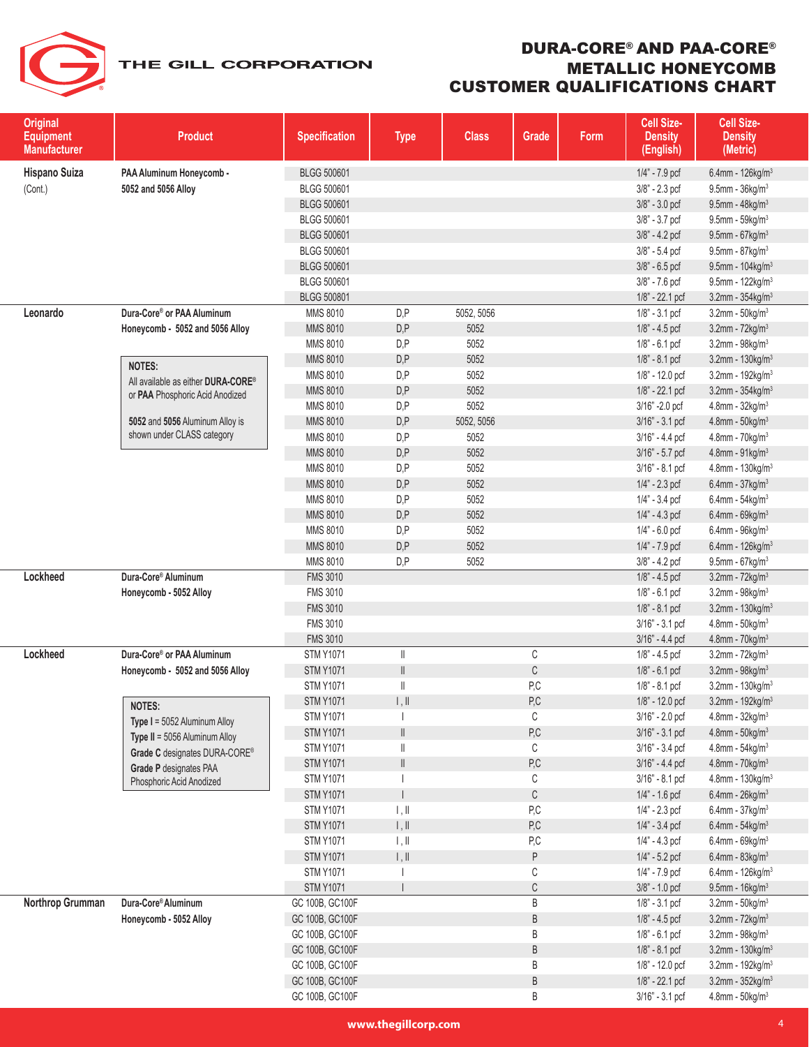# DURA-CORE® AND PAA-CORE® METALLIC HONEYCOMB CUSTOMER QUALIFICATIONS CHART

THE GILL CORPORATION

| Original Equipment Manufacturer | Product | Specification | Type | Class | Grade | Form | Cell Size-Density (English) | Cell Size-Density (Metric) |
|---|---|---|---|---|---|---|---|---|
| Hispano Suiza (Cont.) | PAA Aluminum Honeycomb - 5052 and 5056 Alloy | BLGG 500601 | | | | | 1/4" - 7.9 pcf | 6.4mm - 126kg/m³ |
| | | BLGG 500601 | | | | | 3/8" - 2.3 pcf | 9.5mm - 36kg/m³ |
| | | BLGG 500601 | | | | | 3/8" - 3.0 pcf | 9.5mm - 48kg/m³ |
| | | BLGG 500601 | | | | | 3/8" - 3.7 pcf | 9.5mm - 59kg/m³ |
| | | BLGG 500601 | | | | | 3/8" - 4.2 pcf | 9.5mm - 67kg/m³ |
| | | BLGG 500601 | | | | | 3/8" - 5.4 pcf | 9.5mm - 87kg/m³ |
| | | BLGG 500601 | | | | | 3/8" - 6.5 pcf | 9.5mm - 104kg/m³ |
| | | BLGG 500601 | | | | | 3/8" - 7.6 pcf | 9.5mm - 122kg/m³ |
| | | BLGG 500801 | | | | | 1/8" - 22.1 pcf | 3.2mm - 354kg/m³ |
| Leonardo | Dura-Core® or PAA Aluminum Honeycomb - 5052 and 5056 Alloy | MMS 8010 | D,P | 5052, 5056 | | | 1/8" - 3.1 pcf | 3.2mm - 50kg/m³ |
| | | MMS 8010 | D,P | 5052 | | | 1/8" - 4.5 pcf | 3.2mm - 72kg/m³ |
| | | MMS 8010 | D,P | 5052 | | | 1/8" - 6.1 pcf | 3.2mm - 98kg/m³ |
| | NOTES: All available as either **DURA-CORE®** or **PAA** Phosphoric Acid Anodized | MMS 8010 | D,P | 5052 | | | 1/8" - 8.1 pcf | 3.2mm - 130kg/m³ |
| | | MMS 8010 | D,P | 5052 | | | 1/8" - 12.0 pcf | 3.2mm - 192kg/m³ |
| | | MMS 8010 | D,P | 5052 | | | 1/8" - 22.1 pcf | 3.2mm - 354kg/m³ |
| | | MMS 8010 | D,P | 5052 | | | 3/16" -2.0 pcf | 4.8mm - 32kg/m³ |
| | **5052** and **5056** Aluminum Alloy is shown under CLASS category | MMS 8010 | D,P | 5052, 5056 | | | 3/16" - 3.1 pcf | 4.8mm - 50kg/m³ |
| | | MMS 8010 | D,P | 5052 | | | 3/16" - 4.4 pcf | 4.8mm - 70kg/m³ |
| | | MMS 8010 | D,P | 5052 | | | 3/16" - 5.7 pcf | 4.8mm - 91kg/m³ |
| | | MMS 8010 | D,P | 5052 | | | 3/16" - 8.1 pcf | 4.8mm - 130kg/m³ |
| | | MMS 8010 | D,P | 5052 | | | 1/4" - 2.3 pcf | 6.4mm - 37kg/m³ |
| | | MMS 8010 | D,P | 5052 | | | 1/4" - 3.4 pcf | 6.4mm - 54kg/m³ |
| | | MMS 8010 | D,P | 5052 | | | 1/4" - 4.3 pcf | 6.4mm - 69kg/m³ |
| | | MMS 8010 | D,P | 5052 | | | 1/4" - 6.0 pcf | 6.4mm - 96kg/m³ |
| | | MMS 8010 | D,P | 5052 | | | 1/4" - 7.9 pcf | 6.4mm - 126kg/m³ |
| | | MMS 8010 | D,P | 5052 | | | 3/8" - 4.2 pcf | 9.5mm - 67kg/m³ |
| Lockheed | Dura-Core® Aluminum Honeycomb - 5052 Alloy | FMS 3010 | | | | | 1/8" - 4.5 pcf | 3.2mm - 72kg/m³ |
| | | FMS 3010 | | | | | 1/8" - 6.1 pcf | 3.2mm - 98kg/m³ |
| | | FMS 3010 | | | | | 1/8" - 8.1 pcf | 3.2mm - 130kg/m³ |
| | | FMS 3010 | | | | | 3/16" - 3.1 pcf | 4.8mm - 50kg/m³ |
| | | FMS 3010 | | | | | 3/16" - 4.4 pcf | 4.8mm - 70kg/m³ |
| Lockheed | Dura-Core® or PAA Aluminum Honeycomb - 5052 and 5056 Alloy | STM Y1071 | II | | C | | 1/8" - 4.5 pcf | 3.2mm - 72kg/m³ |
| | | STM Y1071 | II | | C | | 1/8" - 6.1 pcf | 3.2mm - 98kg/m³ |
| | | STM Y1071 | II | | P,C | | 1/8" - 8.1 pcf | 3.2mm - 130kg/m³ |
| | NOTES: **Type I** = 5052 Aluminum Alloy; **Type II** = 5056 Aluminum Alloy; **Grade C** designates DURA-CORE®; **Grade P** designates PAA Phosphoric Acid Anodized | STM Y1071 | I , II | | P,C | | 1/8" - 12.0 pcf | 3.2mm - 192kg/m³ |
| | | STM Y1071 | I | | C | | 3/16" - 2.0 pcf | 4.8mm - 32kg/m³ |
| | | STM Y1071 | II | | P,C | | 3/16" - 3.1 pcf | 4.8mm - 50kg/m³ |
| | | STM Y1071 | II | | C | | 3/16" - 3.4 pcf | 4.8mm - 54kg/m³ |
| | | STM Y1071 | II | | P,C | | 3/16" - 4.4 pcf | 4.8mm - 70kg/m³ |
| | | STM Y1071 | I | | C | | 3/16" - 8.1 pcf | 4.8mm - 130kg/m³ |
| | | STM Y1071 | I | | C | | 1/4" - 1.6 pcf | 6.4mm - 26kg/m³ |
| | | STM Y1071 | I , II | | P,C | | 1/4" - 2.3 pcf | 6.4mm - 37kg/m³ |
| | | STM Y1071 | I , II | | P,C | | 1/4" - 3.4 pcf | 6.4mm - 54kg/m³ |
| | | STM Y1071 | I , II | | P,C | | 1/4" - 4.3 pcf | 6.4mm - 69kg/m³ |
| | | STM Y1071 | I , II | | P | | 1/4" - 5.2 pcf | 6.4mm - 83kg/m³ |
| | | STM Y1071 | I | | C | | 1/4" - 7.9 pcf | 6.4mm - 126kg/m³ |
| | | STM Y1071 | I | | C | | 3/8" - 1.0 pcf | 9.5mm - 16kg/m³ |
| Northrop Grumman | Dura-Core® Aluminum Honeycomb - 5052 Alloy | GC 100B, GC100F | | | B | | 1/8" - 3.1 pcf | 3.2mm - 50kg/m³ |
| | | GC 100B, GC100F | | | B | | 1/8" - 4.5 pcf | 3.2mm - 72kg/m³ |
| | | GC 100B, GC100F | | | B | | 1/8" - 6.1 pcf | 3.2mm - 98kg/m³ |
| | | GC 100B, GC100F | | | B | | 1/8" - 8.1 pcf | 3.2mm - 130kg/m³ |
| | | GC 100B, GC100F | | | B | | 1/8" - 12.0 pcf | 3.2mm - 192kg/m³ |
| | | GC 100B, GC100F | | | B | | 1/8" - 22.1 pcf | 3.2mm - 352kg/m³ |
| | | GC 100B, GC100F | | | B | | 3/16" - 3.1 pcf | 4.8mm - 50kg/m³ |

www.thegillcorp.com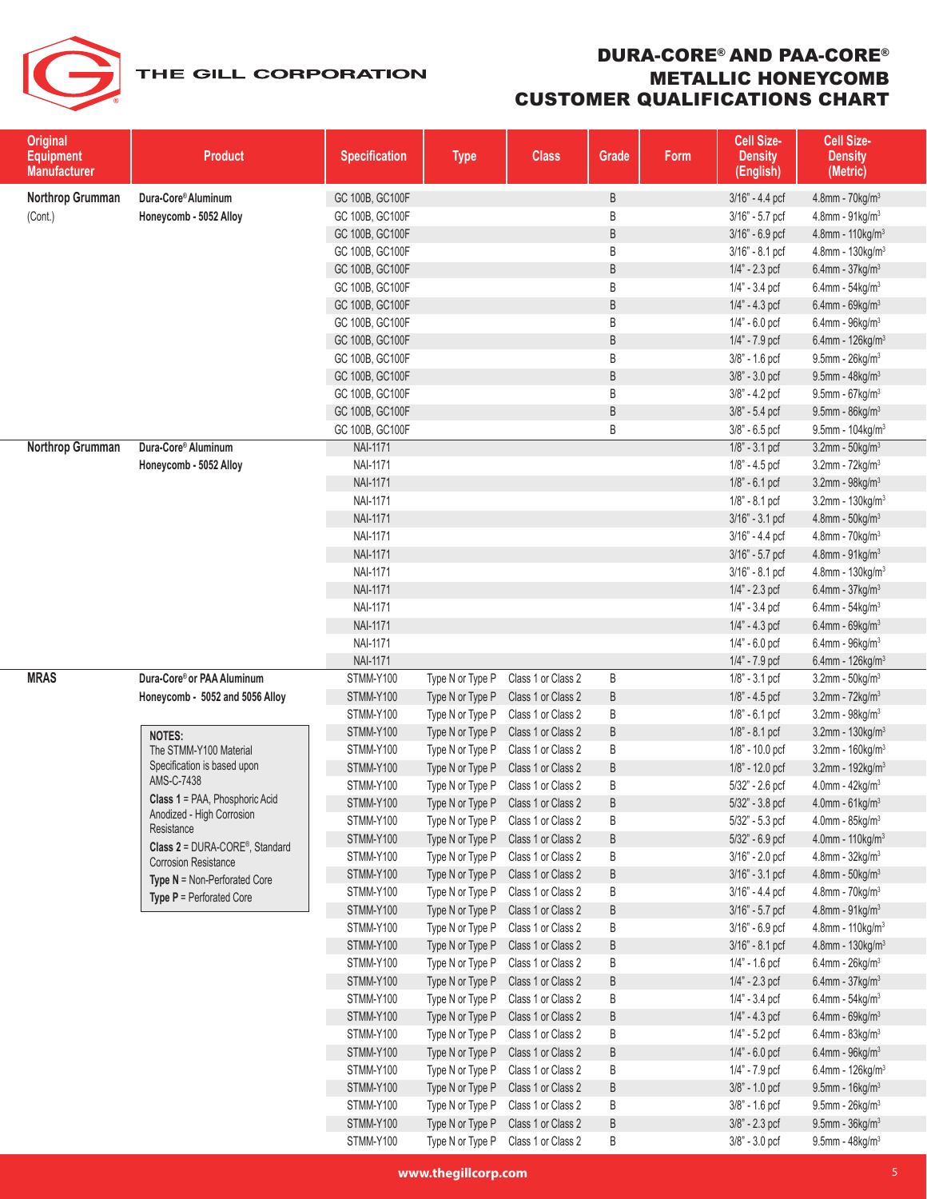# DURA-CORE® AND PAA-CORE® METALLIC HONEYCOMB CUSTOMER QUALIFICATIONS CHART

| Original Equipment Manufacturer | Product | Specification | Type | Class | Grade | Form | Cell Size-Density (English) | Cell Size-Density (Metric) |
|---|---|---|---|---|---|---|---|---|
| **Northrop Grumman** (Cont.) | **Dura-Core® Aluminum Honeycomb - 5052 Alloy** | GC 100B, GC100F | | | B | | 3/16" - 4.4 pcf | 4.8mm - 70kg/m³ |
| | | GC 100B, GC100F | | | B | | 3/16" - 5.7 pcf | 4.8mm - 91kg/m³ |
| | | GC 100B, GC100F | | | B | | 3/16" - 6.9 pcf | 4.8mm - 110kg/m³ |
| | | GC 100B, GC100F | | | B | | 3/16" - 8.1 pcf | 4.8mm - 130kg/m³ |
| | | GC 100B, GC100F | | | B | | 1/4" - 2.3 pcf | 6.4mm - 37kg/m³ |
| | | GC 100B, GC100F | | | B | | 1/4" - 3.4 pcf | 6.4mm - 54kg/m³ |
| | | GC 100B, GC100F | | | B | | 1/4" - 4.3 pcf | 6.4mm - 69kg/m³ |
| | | GC 100B, GC100F | | | B | | 1/4" - 6.0 pcf | 6.4mm - 96kg/m³ |
| | | GC 100B, GC100F | | | B | | 1/4" - 7.9 pcf | 6.4mm - 126kg/m³ |
| | | GC 100B, GC100F | | | B | | 3/8" - 1.6 pcf | 9.5mm - 26kg/m³ |
| | | GC 100B, GC100F | | | B | | 3/8" - 3.0 pcf | 9.5mm - 48kg/m³ |
| | | GC 100B, GC100F | | | B | | 3/8" - 4.2 pcf | 9.5mm - 67kg/m³ |
| | | GC 100B, GC100F | | | B | | 3/8" - 5.4 pcf | 9.5mm - 86kg/m³ |
| | | GC 100B, GC100F | | | B | | 3/8" - 6.5 pcf | 9.5mm - 104kg/m³ |
| **Northrop Grumman** | **Dura-Core® Aluminum Honeycomb - 5052 Alloy** | NAI-1171 | | | | | 1/8" - 3.1 pcf | 3.2mm - 50kg/m³ |
| | | NAI-1171 | | | | | 1/8" - 4.5 pcf | 3.2mm - 72kg/m³ |
| | | NAI-1171 | | | | | 1/8" - 6.1 pcf | 3.2mm - 98kg/m³ |
| | | NAI-1171 | | | | | 1/8" - 8.1 pcf | 3.2mm - 130kg/m³ |
| | | NAI-1171 | | | | | 3/16" - 3.1 pcf | 4.8mm - 50kg/m³ |
| | | NAI-1171 | | | | | 3/16" - 4.4 pcf | 4.8mm - 70kg/m³ |
| | | NAI-1171 | | | | | 3/16" - 5.7 pcf | 4.8mm - 91kg/m³ |
| | | NAI-1171 | | | | | 3/16" - 8.1 pcf | 4.8mm - 130kg/m³ |
| | | NAI-1171 | | | | | 1/4" - 2.3 pcf | 6.4mm - 37kg/m³ |
| | | NAI-1171 | | | | | 1/4" - 3.4 pcf | 6.4mm - 54kg/m³ |
| | | NAI-1171 | | | | | 1/4" - 4.3 pcf | 6.4mm - 69kg/m³ |
| | | NAI-1171 | | | | | 1/4" - 6.0 pcf | 6.4mm - 96kg/m³ |
| | | NAI-1171 | | | | | 1/4" - 7.9 pcf | 6.4mm - 126kg/m³ |
| **MRAS** | **Dura-Core® or PAA Aluminum Honeycomb - 5052 and 5056 Alloy** | STMM-Y100 | Type N or Type P | Class 1 or Class 2 | B | | 1/8" - 3.1 pcf | 3.2mm - 50kg/m³ |
| | | STMM-Y100 | Type N or Type P | Class 1 or Class 2 | B | | 1/8" - 4.5 pcf | 3.2mm - 72kg/m³ |
| | | STMM-Y100 | Type N or Type P | Class 1 or Class 2 | B | | 1/8" - 6.1 pcf | 3.2mm - 98kg/m³ |
| | | STMM-Y100 | Type N or Type P | Class 1 or Class 2 | B | | 1/8" - 8.1 pcf | 3.2mm - 130kg/m³ |
| | | STMM-Y100 | Type N or Type P | Class 1 or Class 2 | B | | 1/8" - 10.0 pcf | 3.2mm - 160kg/m³ |
| | | STMM-Y100 | Type N or Type P | Class 1 or Class 2 | B | | 1/8" - 12.0 pcf | 3.2mm - 192kg/m³ |
| | | STMM-Y100 | Type N or Type P | Class 1 or Class 2 | B | | 5/32" - 2.6 pcf | 4.0mm - 42kg/m³ |
| | | STMM-Y100 | Type N or Type P | Class 1 or Class 2 | B | | 5/32" - 3.8 pcf | 4.0mm - 61kg/m³ |
| | | STMM-Y100 | Type N or Type P | Class 1 or Class 2 | B | | 5/32" - 5.3 pcf | 4.0mm - 85kg/m³ |
| | | STMM-Y100 | Type N or Type P | Class 1 or Class 2 | B | | 5/32" - 6.9 pcf | 4.0mm - 110kg/m³ |
| | | STMM-Y100 | Type N or Type P | Class 1 or Class 2 | B | | 3/16" - 2.0 pcf | 4.8mm - 32kg/m³ |
| | | STMM-Y100 | Type N or Type P | Class 1 or Class 2 | B | | 3/16" - 3.1 pcf | 4.8mm - 50kg/m³ |
| | | STMM-Y100 | Type N or Type P | Class 1 or Class 2 | B | | 3/16" - 4.4 pcf | 4.8mm - 70kg/m³ |
| | | STMM-Y100 | Type N or Type P | Class 1 or Class 2 | B | | 3/16" - 5.7 pcf | 4.8mm - 91kg/m³ |
| | | STMM-Y100 | Type N or Type P | Class 1 or Class 2 | B | | 3/16" - 6.9 pcf | 4.8mm - 110kg/m³ |
| | | STMM-Y100 | Type N or Type P | Class 1 or Class 2 | B | | 3/16" - 8.1 pcf | 4.8mm - 130kg/m³ |
| | | STMM-Y100 | Type N or Type P | Class 1 or Class 2 | B | | 1/4" - 1.6 pcf | 6.4mm - 26kg/m³ |
| | | STMM-Y100 | Type N or Type P | Class 1 or Class 2 | B | | 1/4" - 2.3 pcf | 6.4mm - 37kg/m³ |
| | | STMM-Y100 | Type N or Type P | Class 1 or Class 2 | B | | 1/4" - 3.4 pcf | 6.4mm - 54kg/m³ |
| | | STMM-Y100 | Type N or Type P | Class 1 or Class 2 | B | | 1/4" - 4.3 pcf | 6.4mm - 69kg/m³ |
| | | STMM-Y100 | Type N or Type P | Class 1 or Class 2 | B | | 1/4" - 5.2 pcf | 6.4mm - 83kg/m³ |
| | | STMM-Y100 | Type N or Type P | Class 1 or Class 2 | B | | 1/4" - 6.0 pcf | 6.4mm - 96kg/m³ |
| | | STMM-Y100 | Type N or Type P | Class 1 or Class 2 | B | | 1/4" - 7.9 pcf | 6.4mm - 126kg/m³ |
| | | STMM-Y100 | Type N or Type P | Class 1 or Class 2 | B | | 3/8" - 1.0 pcf | 9.5mm - 16kg/m³ |
| | | STMM-Y100 | Type N or Type P | Class 1 or Class 2 | B | | 3/8" - 1.6 pcf | 9.5mm - 26kg/m³ |
| | | STMM-Y100 | Type N or Type P | Class 1 or Class 2 | B | | 3/8" - 2.3 pcf | 9.5mm - 36kg/m³ |
| | | STMM-Y100 | Type N or Type P | Class 1 or Class 2 | B | | 3/8" - 3.0 pcf | 9.5mm - 48kg/m³ |

**NOTES:**
The STMM-Y100 Material Specification is based upon AMS-C-7438

**Class 1** = PAA, Phosphoric Acid Anodized - High Corrosion Resistance

**Class 2** = DURA-CORE®, Standard Corrosion Resistance

**Type N** = Non-Perforated Core

**Type P** = Perforated Core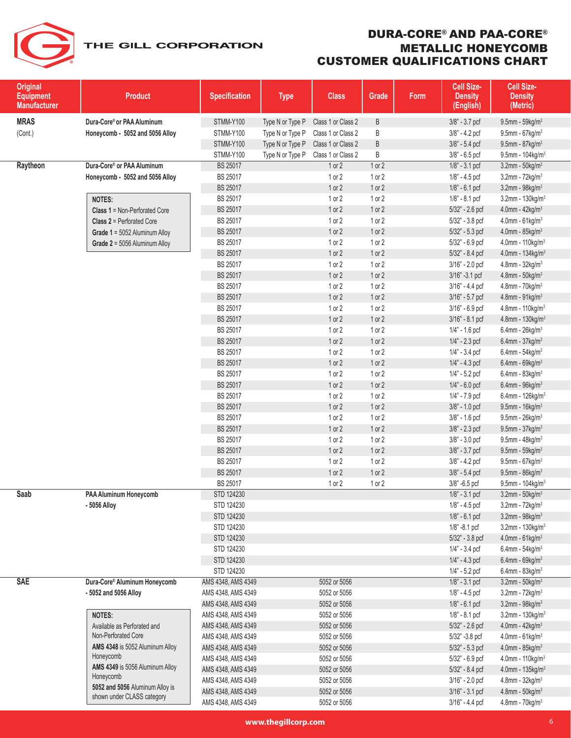# DURA-CORE® AND PAA-CORE® METALLIC HONEYCOMB CUSTOMER QUALIFICATIONS CHART

| Original Equipment Manufacturer | Product | Specification | Type | Class | Grade | Form | Cell Size-Density (English) | Cell Size-Density (Metric) |
|---|---|---|---|---|---|---|---|---|
| **MRAS** (Cont.) | **Dura-Core® or PAA Aluminum Honeycomb - 5052 and 5056 Alloy** | STMM-Y100 | Type N or Type P | Class 1 or Class 2 | B | | 3/8" - 3.7 pcf | 9.5mm - 59kg/m³ |
| | | STMM-Y100 | Type N or Type P | Class 1 or Class 2 | B | | 3/8" - 4.2 pcf | 9.5mm - 67kg/m³ |
| | | STMM-Y100 | Type N or Type P | Class 1 or Class 2 | B | | 3/8" - 5.4 pcf | 9.5mm - 87kg/m³ |
| | | STMM-Y100 | Type N or Type P | Class 1 or Class 2 | B | | 3/8" - 6.5 pcf | 9.5mm - 104kg/m³ |
| **Raytheon** | **Dura-Core® or PAA Aluminum Honeycomb - 5052 and 5056 Alloy** | BS 25017 | | 1 or 2 | 1 or 2 | | 1/8" - 3.1 pcf | 3.2mm - 50kg/m³ |
| | | BS 25017 | | 1 or 2 | 1 or 2 | | 1/8" - 4.5 pcf | 3.2mm - 72kg/m³ |
| | | BS 25017 | | 1 or 2 | 1 or 2 | | 1/8" - 6.1 pcf | 3.2mm - 98kg/m³ |
| | **NOTES:** | BS 25017 | | 1 or 2 | 1 or 2 | | 1/8" - 8.1 pcf | 3.2mm - 130kg/m³ |
| | **Class 1** = Non-Perforated Core | BS 25017 | | 1 or 2 | 1 or 2 | | 5/32" - 2.6 pcf | 4.0mm - 42kg/m³ |
| | **Class 2** = Perforated Core | BS 25017 | | 1 or 2 | 1 or 2 | | 5/32" - 3.8 pcf | 4.0mm - 61kg/m³ |
| | **Grade 1** = 5052 Aluminum Alloy | BS 25017 | | 1 or 2 | 1 or 2 | | 5/32" - 5.3 pcf | 4.0mm - 85kg/m³ |
| | **Grade 2** = 5056 Aluminum Alloy | BS 25017 | | 1 or 2 | 1 or 2 | | 5/32" - 6.9 pcf | 4.0mm - 110kg/m³ |
| | | BS 25017 | | 1 or 2 | 1 or 2 | | 5/32" - 8.4 pcf | 4.0mm - 134kg/m³ |
| | | BS 25017 | | 1 or 2 | 1 or 2 | | 3/16" - 2.0 pcf | 4.8mm - 32kg/m³ |
| | | BS 25017 | | 1 or 2 | 1 or 2 | | 3/16" -3.1 pcf | 4.8mm - 50kg/m³ |
| | | BS 25017 | | 1 or 2 | 1 or 2 | | 3/16" - 4.4 pcf | 4.8mm - 70kg/m³ |
| | | BS 25017 | | 1 or 2 | 1 or 2 | | 3/16" - 5.7 pcf | 4.8mm - 91kg/m³ |
| | | BS 25017 | | 1 or 2 | 1 or 2 | | 3/16" - 6.9 pcf | 4.8mm - 110kg/m³ |
| | | BS 25017 | | 1 or 2 | 1 or 2 | | 3/16" - 8.1 pcf | 4.8mm - 130kg/m³ |
| | | BS 25017 | | 1 or 2 | 1 or 2 | | 1/4" - 1.6 pcf | 6.4mm - 26kg/m³ |
| | | BS 25017 | | 1 or 2 | 1 or 2 | | 1/4" - 2.3 pcf | 6.4mm - 37kg/m³ |
| | | BS 25017 | | 1 or 2 | 1 or 2 | | 1/4" - 3.4 pcf | 6.4mm - 54kg/m³ |
| | | BS 25017 | | 1 or 2 | 1 or 2 | | 1/4" - 4.3 pcf | 6.4mm - 69kg/m³ |
| | | BS 25017 | | 1 or 2 | 1 or 2 | | 1/4" - 5.2 pcf | 6.4mm - 83kg/m³ |
| | | BS 25017 | | 1 or 2 | 1 or 2 | | 1/4" - 6.0 pcf | 6.4mm - 96kg/m³ |
| | | BS 25017 | | 1 or 2 | 1 or 2 | | 1/4" - 7.9 pcf | 6.4mm - 126kg/m³ |
| | | BS 25017 | | 1 or 2 | 1 or 2 | | 3/8" - 1.0 pcf | 9.5mm - 16kg/m³ |
| | | BS 25017 | | 1 or 2 | 1 or 2 | | 3/8" - 1.6 pcf | 9.5mm - 26kg/m³ |
| | | BS 25017 | | 1 or 2 | 1 or 2 | | 3/8" - 2.3 pcf | 9.5mm - 37kg/m³ |
| | | BS 25017 | | 1 or 2 | 1 or 2 | | 3/8" - 3.0 pcf | 9.5mm - 48kg/m³ |
| | | BS 25017 | | 1 or 2 | 1 or 2 | | 3/8" - 3.7 pcf | 9.5mm - 59kg/m³ |
| | | BS 25017 | | 1 or 2 | 1 or 2 | | 3/8" - 4.2 pcf | 9.5mm - 67kg/m³ |
| | | BS 25017 | | 1 or 2 | 1 or 2 | | 3/8" - 5.4 pcf | 9.5mm - 86kg/m³ |
| | | BS 25017 | | 1 or 2 | 1 or 2 | | 3/8" -6.5 pcf | 9.5mm - 104kg/m³ |
| **Saab** | **PAA Aluminum Honeycomb - 5056 Alloy** | STD 124230 | | | | | 1/8" - 3.1 pcf | 3.2mm - 50kg/m³ |
| | | STD 124230 | | | | | 1/8" - 4.5 pcf | 3.2mm - 72kg/m³ |
| | | STD 124230 | | | | | 1/8" - 6.1 pcf | 3.2mm - 98kg/m³ |
| | | STD 124230 | | | | | 1/8" -8.1 pcf | 3.2mm - 130kg/m³ |
| | | STD 124230 | | | | | 5/32" - 3.8 pcf | 4.0mm - 61kg/m³ |
| | | STD 124230 | | | | | 1/4" - 3.4 pcf | 6.4mm - 54kg/m³ |
| | | STD 124230 | | | | | 1/4" - 4.3 pcf | 6.4mm - 69kg/m³ |
| | | STD 124230 | | | | | 1/4" - 5.2 pcf | 6.4mm - 83kg/m³ |
| **SAE** | **Dura-Core® Aluminum Honeycomb - 5052 and 5056 Alloy** | AMS 4348, AMS 4349 | | 5052 or 5056 | | | 1/8" - 3.1 pcf | 3.2mm - 50kg/m³ |
| | | AMS 4348, AMS 4349 | | 5052 or 5056 | | | 1/8" - 4.5 pcf | 3.2mm - 72kg/m³ |
| | | AMS 4348, AMS 4349 | | 5052 or 5056 | | | 1/8" - 6.1 pcf | 3.2mm - 98kg/m³ |
| | **NOTES:** | AMS 4348, AMS 4349 | | 5052 or 5056 | | | 1/8" - 8.1 pcf | 3.2mm - 130kg/m³ |
| | Available as Perforated and Non-Perforated Core | AMS 4348, AMS 4349 | | 5052 or 5056 | | | 5/32" - 2.6 pcf | 4.0mm - 42kg/m³ |
| | | AMS 4348, AMS 4349 | | 5052 or 5056 | | | 5/32" -3.8 pcf | 4.0mm - 61kg/m³ |
| | **AMS 4348** is 5052 Aluminum Alloy Honeycomb | AMS 4348, AMS 4349 | | 5052 or 5056 | | | 5/32" - 5.3 pcf | 4.0mm - 85kg/m³ |
| | **AMS 4349** is 5056 Aluminum Alloy Honeycomb | AMS 4348, AMS 4349 | | 5052 or 5056 | | | 5/32" - 6.9 pcf | 4.0mm - 110kg/m³ |
| | | AMS 4348, AMS 4349 | | 5052 or 5056 | | | 5/32" - 8.4 pcf | 4.0mm - 135kg/m³ |
| | **5052 and 5056** Aluminum Alloy is shown under CLASS category | AMS 4348, AMS 4349 | | 5052 or 5056 | | | 3/16" - 2.0 pcf | 4.8mm - 32kg/m³ |
| | | AMS 4348, AMS 4349 | | 5052 or 5056 | | | 3/16" - 3.1 pcf | 4.8mm - 50kg/m³ |
| | | AMS 4348, AMS 4349 | | 5052 or 5056 | | | 3/16" - 4.4 pcf | 4.8mm - 70kg/m³ |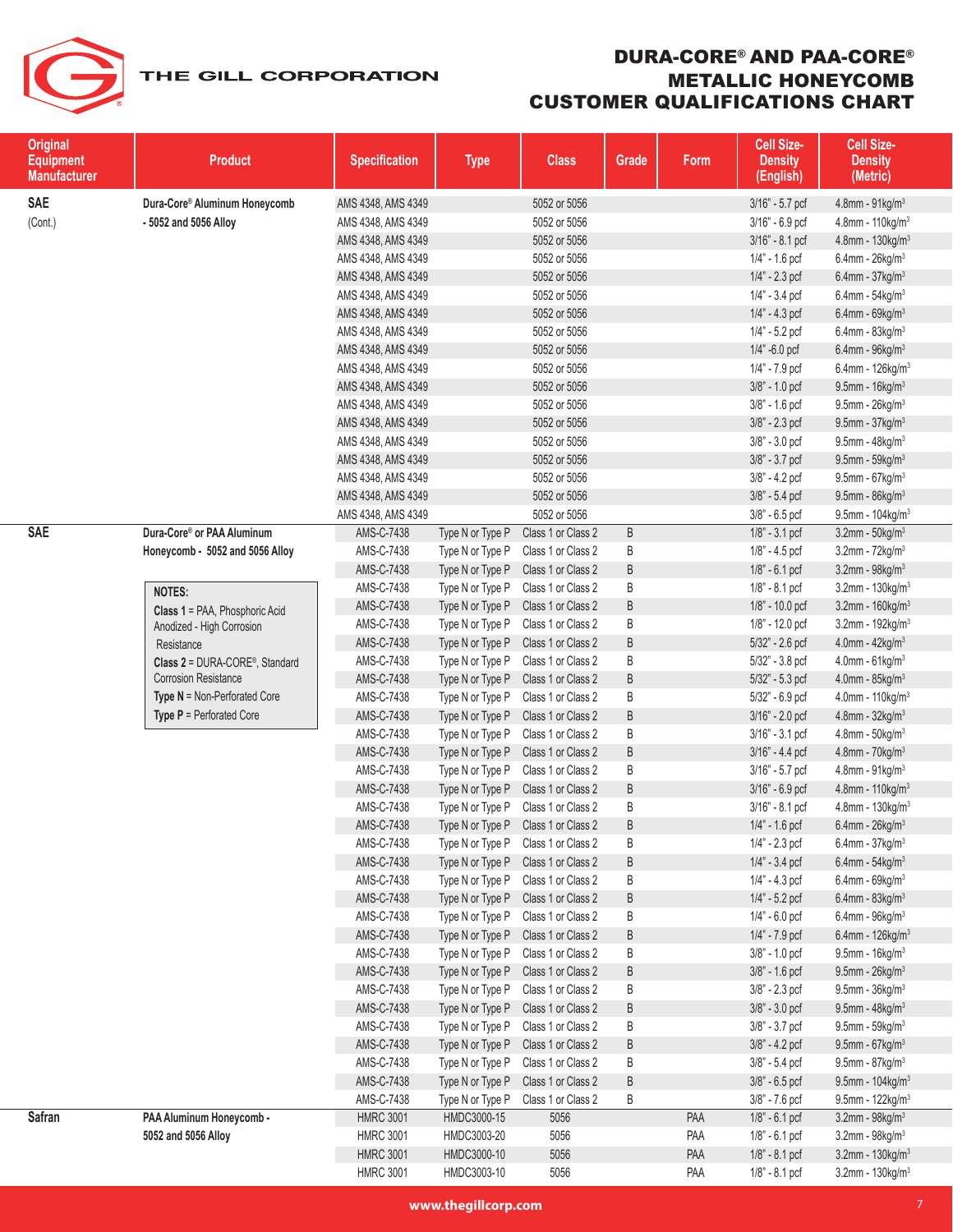# DURA-CORE® AND PAA-CORE® METALLIC HONEYCOMB CUSTOMER QUALIFICATIONS CHART

| Original Equipment Manufacturer | Product | Specification | Type | Class | Grade | Form | Cell Size-Density (English) | Cell Size-Density (Metric) |
|---|---|---|---|---|---|---|---|---|
| SAE (Cont.) | Dura-Core® Aluminum Honeycomb - 5052 and 5056 Alloy | AMS 4348, AMS 4349 | | 5052 or 5056 | | | 3/16" - 5.7 pcf | 4.8mm - 91kg/m³ |
| | | AMS 4348, AMS 4349 | | 5052 or 5056 | | | 3/16" - 6.9 pcf | 4.8mm - 110kg/m³ |
| | | AMS 4348, AMS 4349 | | 5052 or 5056 | | | 3/16" - 8.1 pcf | 4.8mm - 130kg/m³ |
| | | AMS 4348, AMS 4349 | | 5052 or 5056 | | | 1/4" - 1.6 pcf | 6.4mm - 26kg/m³ |
| | | AMS 4348, AMS 4349 | | 5052 or 5056 | | | 1/4" - 2.3 pcf | 6.4mm - 37kg/m³ |
| | | AMS 4348, AMS 4349 | | 5052 or 5056 | | | 1/4" - 3.4 pcf | 6.4mm - 54kg/m³ |
| | | AMS 4348, AMS 4349 | | 5052 or 5056 | | | 1/4" - 4.3 pcf | 6.4mm - 69kg/m³ |
| | | AMS 4348, AMS 4349 | | 5052 or 5056 | | | 1/4" - 5.2 pcf | 6.4mm - 83kg/m³ |
| | | AMS 4348, AMS 4349 | | 5052 or 5056 | | | 1/4" -6.0 pcf | 6.4mm - 96kg/m³ |
| | | AMS 4348, AMS 4349 | | 5052 or 5056 | | | 1/4" - 7.9 pcf | 6.4mm - 126kg/m³ |
| | | AMS 4348, AMS 4349 | | 5052 or 5056 | | | 3/8" - 1.0 pcf | 9.5mm - 16kg/m³ |
| | | AMS 4348, AMS 4349 | | 5052 or 5056 | | | 3/8" - 1.6 pcf | 9.5mm - 26kg/m³ |
| | | AMS 4348, AMS 4349 | | 5052 or 5056 | | | 3/8" - 2.3 pcf | 9.5mm - 37kg/m³ |
| | | AMS 4348, AMS 4349 | | 5052 or 5056 | | | 3/8" - 3.0 pcf | 9.5mm - 48kg/m³ |
| | | AMS 4348, AMS 4349 | | 5052 or 5056 | | | 3/8" - 3.7 pcf | 9.5mm - 59kg/m³ |
| | | AMS 4348, AMS 4349 | | 5052 or 5056 | | | 3/8" - 4.2 pcf | 9.5mm - 67kg/m³ |
| | | AMS 4348, AMS 4349 | | 5052 or 5056 | | | 3/8" - 5.4 pcf | 9.5mm - 86kg/m³ |
| | | AMS 4348, AMS 4349 | | 5052 or 5056 | | | 3/8" - 6.5 pcf | 9.5mm - 104kg/m³ |
| SAE | Dura-Core® or PAA Aluminum Honeycomb - 5052 and 5056 Alloy | AMS-C-7438 | Type N or Type P | Class 1 or Class 2 | B | | 1/8" - 3.1 pcf | 3.2mm - 50kg/m³ |
| | | AMS-C-7438 | Type N or Type P | Class 1 or Class 2 | B | | 1/8" - 4.5 pcf | 3.2mm - 72kg/m³ |
| | | AMS-C-7438 | Type N or Type P | Class 1 or Class 2 | B | | 1/8" - 6.1 pcf | 3.2mm - 98kg/m³ |
| | **NOTES:** | AMS-C-7438 | Type N or Type P | Class 1 or Class 2 | B | | 1/8" - 8.1 pcf | 3.2mm - 130kg/m³ |
| | **Class 1** = PAA, Phosphoric Acid Anodized - High Corrosion Resistance | AMS-C-7438 | Type N or Type P | Class 1 or Class 2 | B | | 1/8" - 10.0 pcf | 3.2mm - 160kg/m³ |
| | **Class 2** = DURA-CORE®, Standard Corrosion Resistance | AMS-C-7438 | Type N or Type P | Class 1 or Class 2 | B | | 1/8" - 12.0 pcf | 3.2mm - 192kg/m³ |
| | **Type N** = Non-Perforated Core | AMS-C-7438 | Type N or Type P | Class 1 or Class 2 | B | | 5/32" - 2.6 pcf | 4.0mm - 42kg/m³ |
| | **Type P** = Perforated Core | AMS-C-7438 | Type N or Type P | Class 1 or Class 2 | B | | 5/32" - 3.8 pcf | 4.0mm - 61kg/m³ |
| | | AMS-C-7438 | Type N or Type P | Class 1 or Class 2 | B | | 5/32" - 5.3 pcf | 4.0mm - 85kg/m³ |
| | | AMS-C-7438 | Type N or Type P | Class 1 or Class 2 | B | | 5/32" - 6.9 pcf | 4.0mm - 110kg/m³ |
| | | AMS-C-7438 | Type N or Type P | Class 1 or Class 2 | B | | 3/16" - 2.0 pcf | 4.8mm - 32kg/m³ |
| | | AMS-C-7438 | Type N or Type P | Class 1 or Class 2 | B | | 3/16" - 3.1 pcf | 4.8mm - 50kg/m³ |
| | | AMS-C-7438 | Type N or Type P | Class 1 or Class 2 | B | | 3/16" - 4.4 pcf | 4.8mm - 70kg/m³ |
| | | AMS-C-7438 | Type N or Type P | Class 1 or Class 2 | B | | 3/16" - 5.7 pcf | 4.8mm - 91kg/m³ |
| | | AMS-C-7438 | Type N or Type P | Class 1 or Class 2 | B | | 3/16" - 6.9 pcf | 4.8mm - 110kg/m³ |
| | | AMS-C-7438 | Type N or Type P | Class 1 or Class 2 | B | | 3/16" - 8.1 pcf | 4.8mm - 130kg/m³ |
| | | AMS-C-7438 | Type N or Type P | Class 1 or Class 2 | B | | 1/4" - 1.6 pcf | 6.4mm - 26kg/m³ |
| | | AMS-C-7438 | Type N or Type P | Class 1 or Class 2 | B | | 1/4" - 2.3 pcf | 6.4mm - 37kg/m³ |
| | | AMS-C-7438 | Type N or Type P | Class 1 or Class 2 | B | | 1/4" - 3.4 pcf | 6.4mm - 54kg/m³ |
| | | AMS-C-7438 | Type N or Type P | Class 1 or Class 2 | B | | 1/4" - 4.3 pcf | 6.4mm - 69kg/m³ |
| | | AMS-C-7438 | Type N or Type P | Class 1 or Class 2 | B | | 1/4" - 5.2 pcf | 6.4mm - 83kg/m³ |
| | | AMS-C-7438 | Type N or Type P | Class 1 or Class 2 | B | | 1/4" - 6.0 pcf | 6.4mm - 96kg/m³ |
| | | AMS-C-7438 | Type N or Type P | Class 1 or Class 2 | B | | 1/4" - 7.9 pcf | 6.4mm - 126kg/m³ |
| | | AMS-C-7438 | Type N or Type P | Class 1 or Class 2 | B | | 3/8" - 1.0 pcf | 9.5mm - 16kg/m³ |
| | | AMS-C-7438 | Type N or Type P | Class 1 or Class 2 | B | | 3/8" - 1.6 pcf | 9.5mm - 26kg/m³ |
| | | AMS-C-7438 | Type N or Type P | Class 1 or Class 2 | B | | 3/8" - 2.3 pcf | 9.5mm - 36kg/m³ |
| | | AMS-C-7438 | Type N or Type P | Class 1 or Class 2 | B | | 3/8" - 3.0 pcf | 9.5mm - 48kg/m³ |
| | | AMS-C-7438 | Type N or Type P | Class 1 or Class 2 | B | | 3/8" - 3.7 pcf | 9.5mm - 59kg/m³ |
| | | AMS-C-7438 | Type N or Type P | Class 1 or Class 2 | B | | 3/8" - 4.2 pcf | 9.5mm - 67kg/m³ |
| | | AMS-C-7438 | Type N or Type P | Class 1 or Class 2 | B | | 3/8" - 5.4 pcf | 9.5mm - 87kg/m³ |
| | | AMS-C-7438 | Type N or Type P | Class 1 or Class 2 | B | | 3/8" - 6.5 pcf | 9.5mm - 104kg/m³ |
| | | AMS-C-7438 | Type N or Type P | Class 1 or Class 2 | B | | 3/8" - 7.6 pcf | 9.5mm - 122kg/m³ |
| Safran | PAA Aluminum Honeycomb - 5052 and 5056 Alloy | HMRC 3001 | HMDC3000-15 | 5056 | | PAA | 1/8" - 6.1 pcf | 3.2mm - 98kg/m³ |
| | | HMRC 3001 | HMDC3003-20 | 5056 | | PAA | 1/8" - 6.1 pcf | 3.2mm - 98kg/m³ |
| | | HMRC 3001 | HMDC3000-10 | 5056 | | PAA | 1/8" - 8.1 pcf | 3.2mm - 130kg/m³ |
| | | HMRC 3001 | HMDC3003-10 | 5056 | | PAA | 1/8" - 8.1 pcf | 3.2mm - 130kg/m³ |

www.thegillcorp.com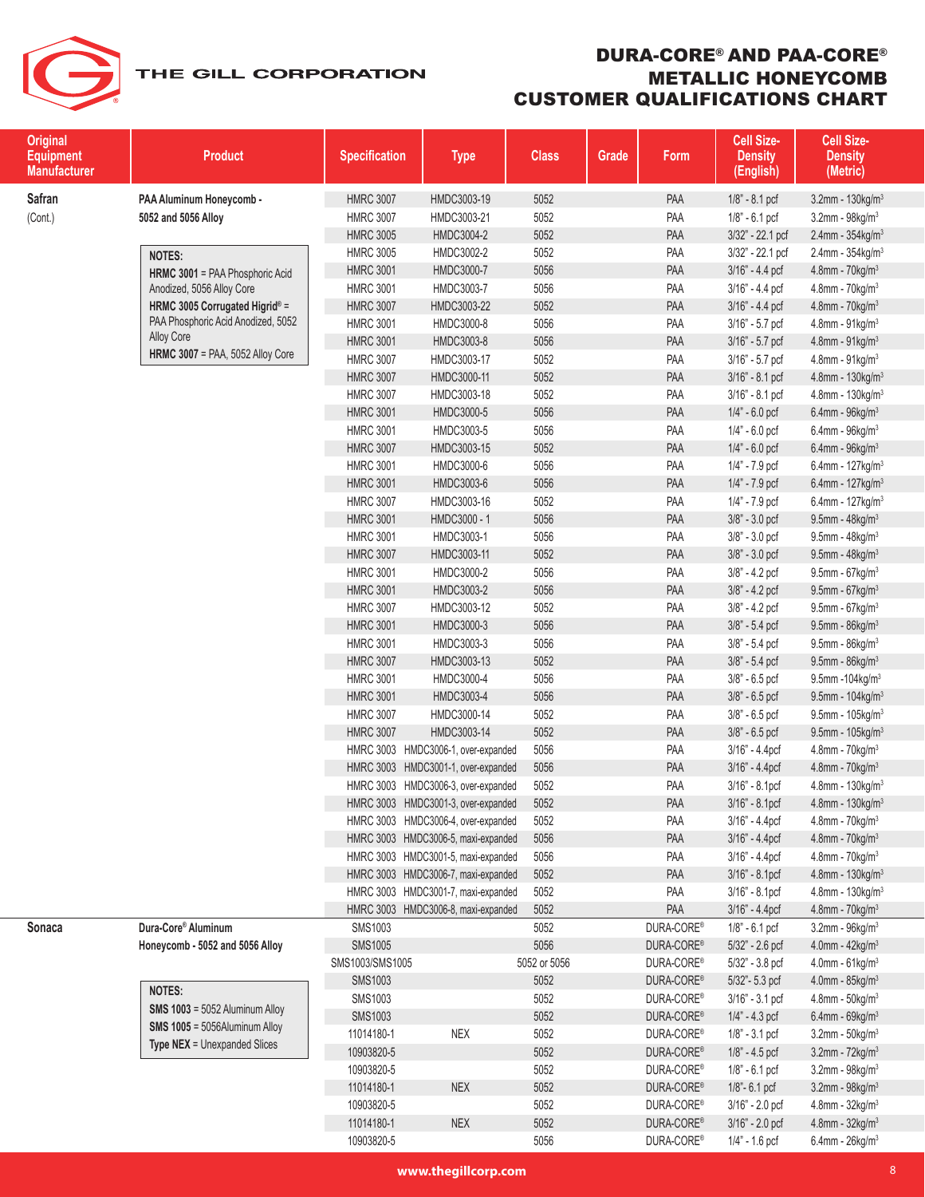# DURA-CORE® AND PAA-CORE® METALLIC HONEYCOMB CUSTOMER QUALIFICATIONS CHART

| Original Equipment Manufacturer | Product | Specification | Type | Class | Grade | Form | Cell Size-Density (English) | Cell Size-Density (Metric) |
|---|---|---|---|---|---|---|---|---|
| **Safran** (Cont.) | **PAA Aluminum Honeycomb - 5052 and 5056 Alloy** | HMRC 3007 | HMDC3003-19 | 5052 | | PAA | 1/8" - 8.1 pcf | 3.2mm - 130kg/m³ |
| | | HMRC 3007 | HMDC3003-21 | 5052 | | PAA | 1/8" - 6.1 pcf | 3.2mm - 98kg/m³ |
| | | HMRC 3005 | HMDC3004-2 | 5052 | | PAA | 3/32" - 22.1 pcf | 2.4mm - 354kg/m³ |
| | **NOTES:** | HMRC 3005 | HMDC3002-2 | 5052 | | PAA | 3/32" - 22.1 pcf | 2.4mm - 354kg/m³ |
| | **HRMC 3001** = PAA Phosphoric Acid Anodized, 5056 Alloy Core | HMRC 3001 | HMDC3000-7 | 5056 | | PAA | 3/16" - 4.4 pcf | 4.8mm - 70kg/m³ |
| | **HRMC 3005 Corrugated Higrid®** = PAA Phosphoric Acid Anodized, 5052 Alloy Core | HMRC 3001 | HMDC3003-7 | 5056 | | PAA | 3/16" - 4.4 pcf | 4.8mm - 70kg/m³ |
| | **HRMC 3007** = PAA, 5052 Alloy Core | HMRC 3007 | HMDC3003-22 | 5052 | | PAA | 3/16" - 4.4 pcf | 4.8mm - 70kg/m³ |
| | | HMRC 3001 | HMDC3000-8 | 5056 | | PAA | 3/16" - 5.7 pcf | 4.8mm - 91kg/m³ |
| | | HMRC 3001 | HMDC3003-8 | 5056 | | PAA | 3/16" - 5.7 pcf | 4.8mm - 91kg/m³ |
| | | HMRC 3007 | HMDC3003-17 | 5052 | | PAA | 3/16" - 5.7 pcf | 4.8mm - 91kg/m³ |
| | | HMRC 3007 | HMDC3000-11 | 5052 | | PAA | 3/16" - 8.1 pcf | 4.8mm - 130kg/m³ |
| | | HMRC 3007 | HMDC3003-18 | 5052 | | PAA | 3/16" - 8.1 pcf | 4.8mm - 130kg/m³ |
| | | HMRC 3001 | HMDC3000-5 | 5056 | | PAA | 1/4" - 6.0 pcf | 6.4mm - 96kg/m³ |
| | | HMRC 3001 | HMDC3003-5 | 5056 | | PAA | 1/4" - 6.0 pcf | 6.4mm - 96kg/m³ |
| | | HMRC 3007 | HMDC3003-15 | 5052 | | PAA | 1/4" - 6.0 pcf | 6.4mm - 96kg/m³ |
| | | HMRC 3001 | HMDC3000-6 | 5056 | | PAA | 1/4" - 7.9 pcf | 6.4mm - 127kg/m³ |
| | | HMRC 3001 | HMDC3003-6 | 5056 | | PAA | 1/4" - 7.9 pcf | 6.4mm - 127kg/m³ |
| | | HMRC 3007 | HMDC3003-16 | 5052 | | PAA | 1/4" - 7.9 pcf | 6.4mm - 127kg/m³ |
| | | HMRC 3001 | HMDC3000 - 1 | 5056 | | PAA | 3/8" - 3.0 pcf | 9.5mm - 48kg/m³ |
| | | HMRC 3001 | HMDC3003-1 | 5056 | | PAA | 3/8" - 3.0 pcf | 9.5mm - 48kg/m³ |
| | | HMRC 3007 | HMDC3003-11 | 5052 | | PAA | 3/8" - 3.0 pcf | 9.5mm - 48kg/m³ |
| | | HMRC 3001 | HMDC3000-2 | 5056 | | PAA | 3/8" - 4.2 pcf | 9.5mm - 67kg/m³ |
| | | HMRC 3001 | HMDC3003-2 | 5056 | | PAA | 3/8" - 4.2 pcf | 9.5mm - 67kg/m³ |
| | | HMRC 3007 | HMDC3003-12 | 5052 | | PAA | 3/8" - 4.2 pcf | 9.5mm - 67kg/m³ |
| | | HMRC 3001 | HMDC3000-3 | 5056 | | PAA | 3/8" - 5.4 pcf | 9.5mm - 86kg/m³ |
| | | HMRC 3001 | HMDC3003-3 | 5056 | | PAA | 3/8" - 5.4 pcf | 9.5mm - 86kg/m³ |
| | | HMRC 3007 | HMDC3003-13 | 5052 | | PAA | 3/8" - 5.4 pcf | 9.5mm - 86kg/m³ |
| | | HMRC 3001 | HMDC3000-4 | 5056 | | PAA | 3/8" - 6.5 pcf | 9.5mm -104kg/m³ |
| | | HMRC 3001 | HMDC3003-4 | 5056 | | PAA | 3/8" - 6.5 pcf | 9.5mm - 104kg/m³ |
| | | HMRC 3007 | HMDC3000-14 | 5052 | | PAA | 3/8" - 6.5 pcf | 9.5mm - 105kg/m³ |
| | | HMRC 3007 | HMDC3003-14 | 5052 | | PAA | 3/8" - 6.5 pcf | 9.5mm - 105kg/m³ |
| | | HMRC 3003 | HMDC3006-1, over-expanded | 5056 | | PAA | 3/16" - 4.4pcf | 4.8mm - 70kg/m³ |
| | | HMRC 3003 | HMDC3001-1, over-expanded | 5056 | | PAA | 3/16" - 4.4pcf | 4.8mm - 70kg/m³ |
| | | HMRC 3003 | HMDC3006-3, over-expanded | 5052 | | PAA | 3/16" - 8.1pcf | 4.8mm - 130kg/m³ |
| | | HMRC 3003 | HMDC3001-3, over-expanded | 5052 | | PAA | 3/16" - 8.1pcf | 4.8mm - 130kg/m³ |
| | | HMRC 3003 | HMDC3006-4, over-expanded | 5052 | | PAA | 3/16" - 4.4pcf | 4.8mm - 70kg/m³ |
| | | HMRC 3003 | HMDC3006-5, maxi-expanded | 5056 | | PAA | 3/16" - 4.4pcf | 4.8mm - 70kg/m³ |
| | | HMRC 3003 | HMDC3001-5, maxi-expanded | 5056 | | PAA | 3/16" - 4.4pcf | 4.8mm - 70kg/m³ |
| | | HMRC 3003 | HMDC3006-7, maxi-expanded | 5052 | | PAA | 3/16" - 8.1pcf | 4.8mm - 130kg/m³ |
| | | HMRC 3003 | HMDC3001-7, maxi-expanded | 5052 | | PAA | 3/16" - 8.1pcf | 4.8mm - 130kg/m³ |
| | | HMRC 3003 | HMDC3006-8, maxi-expanded | 5052 | | PAA | 3/16" - 4.4pcf | 4.8mm - 70kg/m³ |
| **Sonaca** | **Dura-Core® Aluminum Honeycomb - 5052 and 5056 Alloy** | SMS1003 | | 5052 | | DURA-CORE® | 1/8" - 6.1 pcf | 3.2mm - 96kg/m³ |
| | | SMS1005 | | 5056 | | DURA-CORE® | 5/32" - 2.6 pcf | 4.0mm - 42kg/m³ |
| | | SMS1003/SMS1005 | | 5052 or 5056 | | DURA-CORE® | 5/32" - 3.8 pcf | 4.0mm - 61kg/m³ |
| | **NOTES:** | SMS1003 | | 5052 | | DURA-CORE® | 5/32"- 5.3 pcf | 4.0mm - 85kg/m³ |
| | **SMS 1003** = 5052 Aluminum Alloy | SMS1003 | | 5052 | | DURA-CORE® | 3/16" - 3.1 pcf | 4.8mm - 50kg/m³ |
| | **SMS 1005** = 5056Aluminum Alloy | SMS1003 | | 5052 | | DURA-CORE® | 1/4" - 4.3 pcf | 6.4mm - 69kg/m³ |
| | **Type NEX** = Unexpanded Slices | 11014180-1 | NEX | 5052 | | DURA-CORE® | 1/8" - 3.1 pcf | 3.2mm - 50kg/m³ |
| | | 10903820-5 | | 5052 | | DURA-CORE® | 1/8" - 4.5 pcf | 3.2mm - 72kg/m³ |
| | | 10903820-5 | | 5052 | | DURA-CORE® | 1/8" - 6.1 pcf | 3.2mm - 98kg/m³ |
| | | 11014180-1 | NEX | 5052 | | DURA-CORE® | 1/8"- 6.1 pcf | 3.2mm - 98kg/m³ |
| | | 10903820-5 | | 5052 | | DURA-CORE® | 3/16" - 2.0 pcf | 4.8mm - 32kg/m³ |
| | | 11014180-1 | NEX | 5052 | | DURA-CORE® | 3/16" - 2.0 pcf | 4.8mm - 32kg/m³ |
| | | 10903820-5 | | 5056 | | DURA-CORE® | 1/4" - 1.6 pcf | 6.4mm - 26kg/m³ |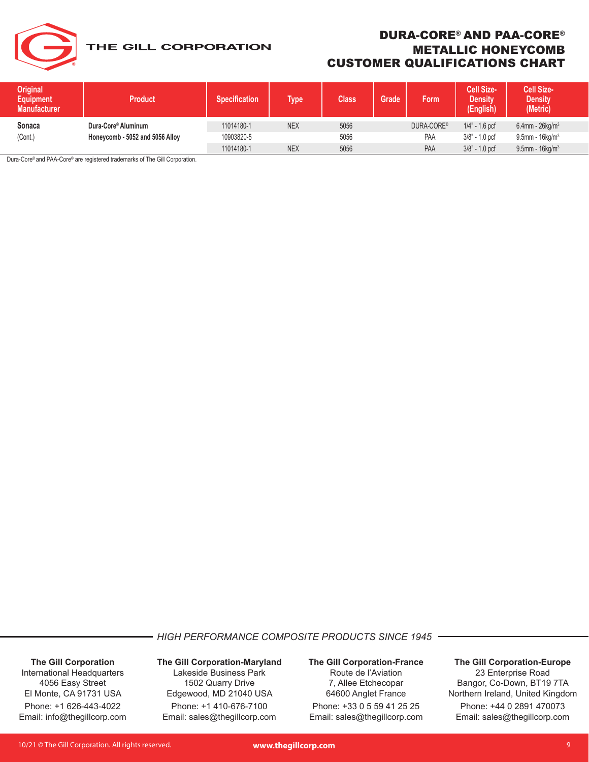THE GILL CORPORATION

# DURA-CORE® AND PAA-CORE® METALLIC HONEYCOMB CUSTOMER QUALIFICATIONS CHART

| Original Equipment Manufacturer | Product | Specification | Type | Class | Grade | Form | Cell Size-Density (English) | Cell Size-Density (Metric) |
|---|---|---|---|---|---|---|---|---|
| **Sonaca** (Cont.) | **Dura-Core® Aluminum Honeycomb - 5052 and 5056 Alloy** | 11014180-1 | NEX | 5056 | | DURA-CORE® | 1/4" - 1.6 pcf | 6.4mm - 26kg/m$^3$ |
| | | 10903820-5 | | 5056 | | PAA | 3/8" - 1.0 pcf | 9.5mm - 16kg/m$^3$ |
| | | 11014180-1 | NEX | 5056 | | PAA | 3/8" - 1.0 pcf | 9.5mm - 16kg/m$^3$ |

Dura-Core® and PAA-Core® are registered trademarks of The Gill Corporation.

*HIGH PERFORMANCE COMPOSITE PRODUCTS SINCE 1945*

**The Gill Corporation**
International Headquarters
4056 Easy Street
El Monte, CA 91731 USA
Phone: +1 626-443-4022
Email: info@thegillcorp.com

**The Gill Corporation-Maryland**
Lakeside Business Park
1502 Quarry Drive
Edgewood, MD 21040 USA
Phone: +1 410-676-7100
Email: sales@thegillcorp.com

**The Gill Corporation-France**
Route de l'Aviation
7, Allee Etchecopar
64600 Anglet France
Phone: +33 0 5 59 41 25 25
Email: sales@thegillcorp.com

**The Gill Corporation-Europe**
23 Enterprise Road
Bangor, Co-Down, BT19 7TA
Northern Ireland, United Kingdom
Phone: +44 0 2891 470073
Email: sales@thegillcorp.com

10/21 © The Gill Corporation. All rights reserved. **www.thegillcorp.com**